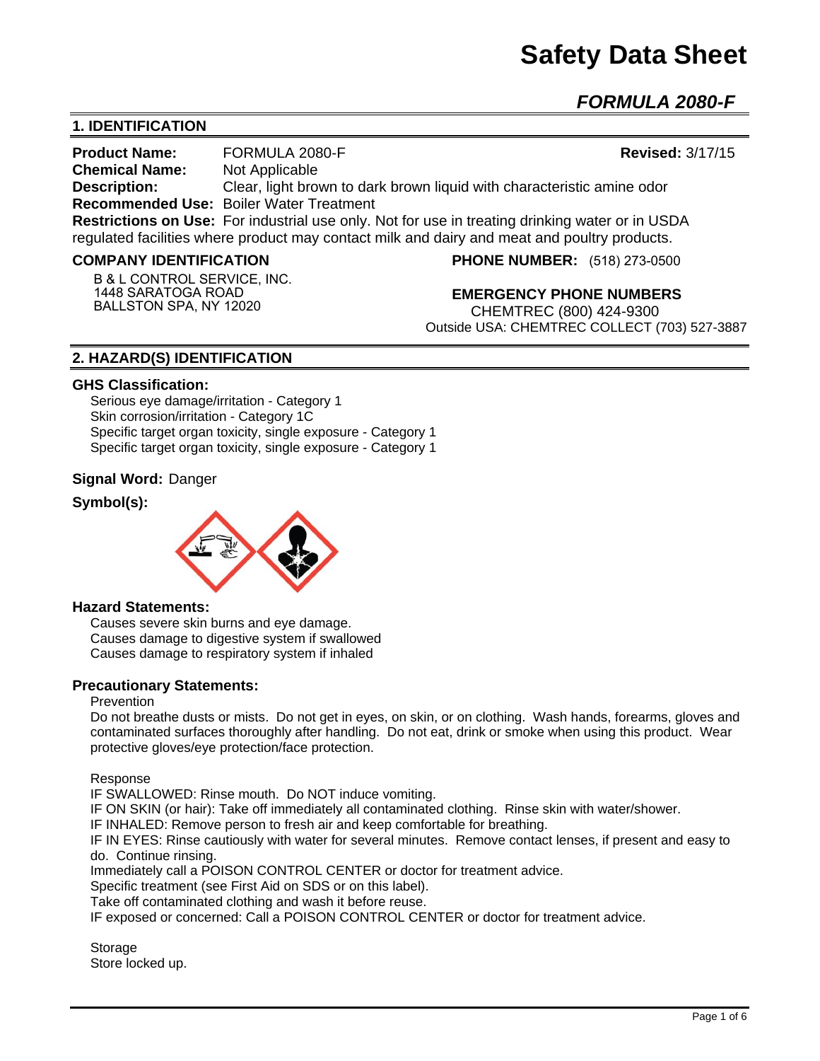# Safety Data Sheet

## *FORMULA 2080-F*

## 1. IDENTIFICATION

**Product Name:** FORMULA 2080-F **Revised:** 3/17/15
**Chemical Name:** Not Applicable
**Description:** Clear, light brown to dark brown liquid with characteristic amine odor
**Recommended Use:** Boiler Water Treatment
**Restrictions on Use:** For industrial use only. Not for use in treating drinking water or in USDA regulated facilities where product may contact milk and dairy and meat and poultry products.

**COMPANY IDENTIFICATION**

B & L CONTROL SERVICE, INC.
1448 SARATOGA ROAD
BALLSTON SPA, NY 12020

**PHONE NUMBER:** (518) 273-0500

**EMERGENCY PHONE NUMBERS**

CHEMTREC (800) 424-9300
Outside USA: CHEMTREC COLLECT (703) 527-3887

## 2. HAZARD(S) IDENTIFICATION

### GHS Classification:

Serious eye damage/irritation - Category 1
Skin corrosion/irritation - Category 1C
Specific target organ toxicity, single exposure - Category 1
Specific target organ toxicity, single exposure - Category 1

**Signal Word:** Danger

**Symbol(s):**

### Hazard Statements:

Causes severe skin burns and eye damage.
Causes damage to digestive system if swallowed
Causes damage to respiratory system if inhaled

### Precautionary Statements:

Prevention

Do not breathe dusts or mists. Do not get in eyes, on skin, or on clothing. Wash hands, forearms, gloves and contaminated surfaces thoroughly after handling. Do not eat, drink or smoke when using this product. Wear protective gloves/eye protection/face protection.

Response

IF SWALLOWED: Rinse mouth. Do NOT induce vomiting.
IF ON SKIN (or hair): Take off immediately all contaminated clothing. Rinse skin with water/shower.
IF INHALED: Remove person to fresh air and keep comfortable for breathing.
IF IN EYES: Rinse cautiously with water for several minutes. Remove contact lenses, if present and easy to do. Continue rinsing.
Immediately call a POISON CONTROL CENTER or doctor for treatment advice.
Specific treatment (see First Aid on SDS or on this label).
Take off contaminated clothing and wash it before reuse.
IF exposed or concerned: Call a POISON CONTROL CENTER or doctor for treatment advice.

Storage

Store locked up.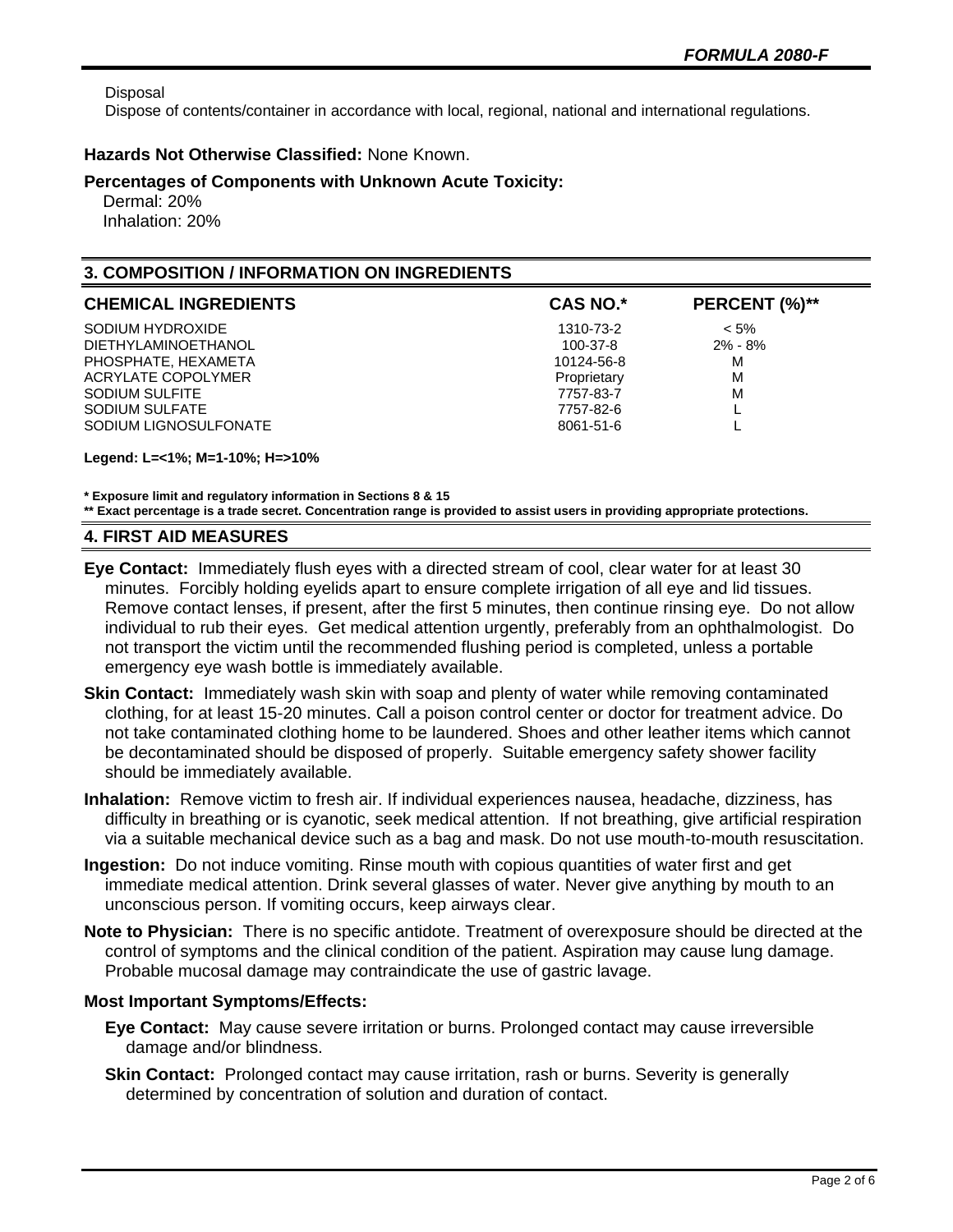Disposal

Dispose of contents/container in accordance with local, regional, national and international regulations.

**Hazards Not Otherwise Classified:** None Known.

**Percentages of Components with Unknown Acute Toxicity:**

Dermal: 20%
Inhalation: 20%

## 3. COMPOSITION / INFORMATION ON INGREDIENTS

| CHEMICAL INGREDIENTS | CAS NO.* | PERCENT (%)** |
|---|---|---|
| SODIUM HYDROXIDE | 1310-73-2 | < 5% |
| DIETHYLAMINOETHANOL | 100-37-8 | 2% - 8% |
| PHOSPHATE, HEXAMETA | 10124-56-8 | M |
| ACRYLATE COPOLYMER | Proprietary | M |
| SODIUM SULFITE | 7757-83-7 | M |
| SODIUM SULFATE | 7757-82-6 | L |
| SODIUM LIGNOSULFONATE | 8061-51-6 | L |

**Legend: L=<1%; M=1-10%; H=>10%**

**\* Exposure limit and regulatory information in Sections 8 & 15**

**\*\* Exact percentage is a trade secret. Concentration range is provided to assist users in providing appropriate protections.**

## 4. FIRST AID MEASURES

**Eye Contact:** Immediately flush eyes with a directed stream of cool, clear water for at least 30 minutes. Forcibly holding eyelids apart to ensure complete irrigation of all eye and lid tissues. Remove contact lenses, if present, after the first 5 minutes, then continue rinsing eye. Do not allow individual to rub their eyes. Get medical attention urgently, preferably from an ophthalmologist. Do not transport the victim until the recommended flushing period is completed, unless a portable emergency eye wash bottle is immediately available.

**Skin Contact:** Immediately wash skin with soap and plenty of water while removing contaminated clothing, for at least 15-20 minutes. Call a poison control center or doctor for treatment advice. Do not take contaminated clothing home to be laundered. Shoes and other leather items which cannot be decontaminated should be disposed of properly. Suitable emergency safety shower facility should be immediately available.

**Inhalation:** Remove victim to fresh air. If individual experiences nausea, headache, dizziness, has difficulty in breathing or is cyanotic, seek medical attention. If not breathing, give artificial respiration via a suitable mechanical device such as a bag and mask. Do not use mouth-to-mouth resuscitation.

**Ingestion:** Do not induce vomiting. Rinse mouth with copious quantities of water first and get immediate medical attention. Drink several glasses of water. Never give anything by mouth to an unconscious person. If vomiting occurs, keep airways clear.

**Note to Physician:** There is no specific antidote. Treatment of overexposure should be directed at the control of symptoms and the clinical condition of the patient. Aspiration may cause lung damage. Probable mucosal damage may contraindicate the use of gastric lavage.

**Most Important Symptoms/Effects:**

**Eye Contact:** May cause severe irritation or burns. Prolonged contact may cause irreversible damage and/or blindness.

**Skin Contact:** Prolonged contact may cause irritation, rash or burns. Severity is generally determined by concentration of solution and duration of contact.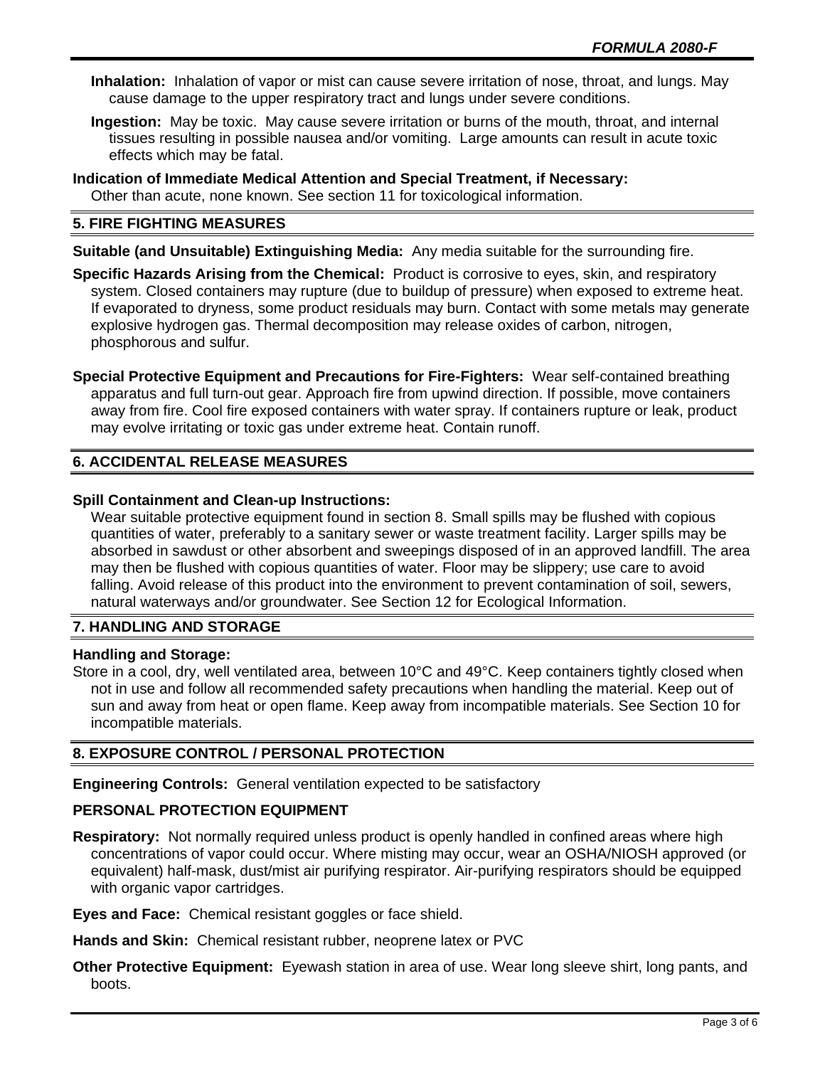**Inhalation:** Inhalation of vapor or mist can cause severe irritation of nose, throat, and lungs. May cause damage to the upper respiratory tract and lungs under severe conditions.

**Ingestion:** May be toxic. May cause severe irritation or burns of the mouth, throat, and internal tissues resulting in possible nausea and/or vomiting. Large amounts can result in acute toxic effects which may be fatal.

**Indication of Immediate Medical Attention and Special Treatment, if Necessary:**
Other than acute, none known. See section 11 for toxicological information.

## 5. FIRE FIGHTING MEASURES

**Suitable (and Unsuitable) Extinguishing Media:** Any media suitable for the surrounding fire.

**Specific Hazards Arising from the Chemical:** Product is corrosive to eyes, skin, and respiratory system. Closed containers may rupture (due to buildup of pressure) when exposed to extreme heat. If evaporated to dryness, some product residuals may burn. Contact with some metals may generate explosive hydrogen gas. Thermal decomposition may release oxides of carbon, nitrogen, phosphorous and sulfur.

**Special Protective Equipment and Precautions for Fire-Fighters:** Wear self-contained breathing apparatus and full turn-out gear. Approach fire from upwind direction. If possible, move containers away from fire. Cool fire exposed containers with water spray. If containers rupture or leak, product may evolve irritating or toxic gas under extreme heat. Contain runoff.

## 6. ACCIDENTAL RELEASE MEASURES

**Spill Containment and Clean-up Instructions:**
Wear suitable protective equipment found in section 8. Small spills may be flushed with copious quantities of water, preferably to a sanitary sewer or waste treatment facility. Larger spills may be absorbed in sawdust or other absorbent and sweepings disposed of in an approved landfill. The area may then be flushed with copious quantities of water. Floor may be slippery; use care to avoid falling. Avoid release of this product into the environment to prevent contamination of soil, sewers, natural waterways and/or groundwater. See Section 12 for Ecological Information.

## 7. HANDLING AND STORAGE

**Handling and Storage:**
Store in a cool, dry, well ventilated area, between 10°C and 49°C. Keep containers tightly closed when not in use and follow all recommended safety precautions when handling the material. Keep out of sun and away from heat or open flame. Keep away from incompatible materials. See Section 10 for incompatible materials.

## 8. EXPOSURE CONTROL / PERSONAL PROTECTION

**Engineering Controls:** General ventilation expected to be satisfactory

### PERSONAL PROTECTION EQUIPMENT

**Respiratory:** Not normally required unless product is openly handled in confined areas where high concentrations of vapor could occur. Where misting may occur, wear an OSHA/NIOSH approved (or equivalent) half-mask, dust/mist air purifying respirator. Air-purifying respirators should be equipped with organic vapor cartridges.

**Eyes and Face:** Chemical resistant goggles or face shield.

**Hands and Skin:** Chemical resistant rubber, neoprene latex or PVC

**Other Protective Equipment:** Eyewash station in area of use. Wear long sleeve shirt, long pants, and boots.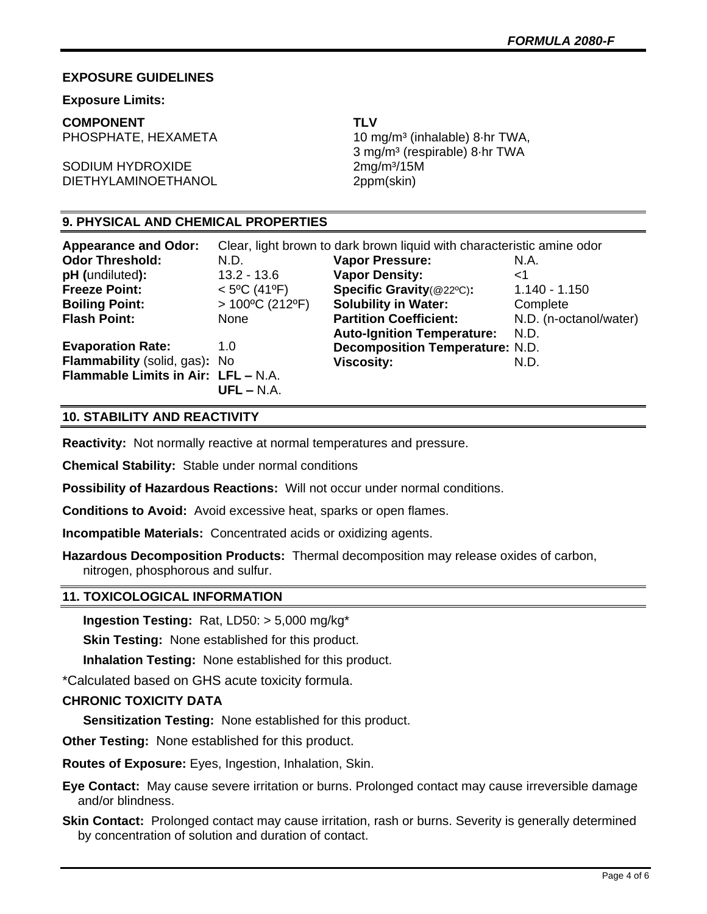**EXPOSURE GUIDELINES**

**Exposure Limits:**

| COMPONENT | TLV |
|---|---|
| PHOSPHATE, HEXAMETA | 10 mg/m³ (inhalable) 8·hr TWA, 3 mg/m³ (respirable) 8·hr TWA |
| SODIUM HYDROXIDE | 2mg/m³/15M |
| DIETHYLAMINOETHANOL | 2ppm(skin) |

## 9. PHYSICAL AND CHEMICAL PROPERTIES

**Appearance and Odor:** Clear, light brown to dark brown liquid with characteristic amine odor

| | | | |
|---|---|---|---|
| **Odor Threshold:** | N.D. | **Vapor Pressure:** | N.A. |
| **pH (**undiluted**):** | 13.2 - 13.6 | **Vapor Density:** | <1 |
| **Freeze Point:** | < 5ºC (41ºF) | **Specific Gravity**(@22ºC)**:** | 1.140 - 1.150 |
| **Boiling Point:** | > 100ºC (212ºF) | **Solubility in Water:** | Complete |
| **Flash Point:** | None | **Partition Coefficient:** | N.D. (n-octanol/water) |
| | | **Auto-Ignition Temperature:** | N.D. |
| **Evaporation Rate:** | 1.0 | **Decomposition Temperature:** | N.D. |
| **Flammability** (solid, gas)**:** | No | **Viscosity:** | N.D. |
| **Flammable Limits in Air:** | **LFL –** N.A. **UFL –** N.A. | | |

## 10. STABILITY AND REACTIVITY

**Reactivity:** Not normally reactive at normal temperatures and pressure.

**Chemical Stability:** Stable under normal conditions

**Possibility of Hazardous Reactions:** Will not occur under normal conditions.

**Conditions to Avoid:** Avoid excessive heat, sparks or open flames.

**Incompatible Materials:** Concentrated acids or oxidizing agents.

**Hazardous Decomposition Products:** Thermal decomposition may release oxides of carbon, nitrogen, phosphorous and sulfur.

## 11. TOXICOLOGICAL INFORMATION

**Ingestion Testing:** Rat, LD50: > 5,000 mg/kg*

**Skin Testing:** None established for this product.

**Inhalation Testing:** None established for this product.

*Calculated based on GHS acute toxicity formula.

**CHRONIC TOXICITY DATA**

**Sensitization Testing:** None established for this product.

**Other Testing:** None established for this product.

**Routes of Exposure:** Eyes, Ingestion, Inhalation, Skin.

**Eye Contact:** May cause severe irritation or burns. Prolonged contact may cause irreversible damage and/or blindness.

**Skin Contact:** Prolonged contact may cause irritation, rash or burns. Severity is generally determined by concentration of solution and duration of contact.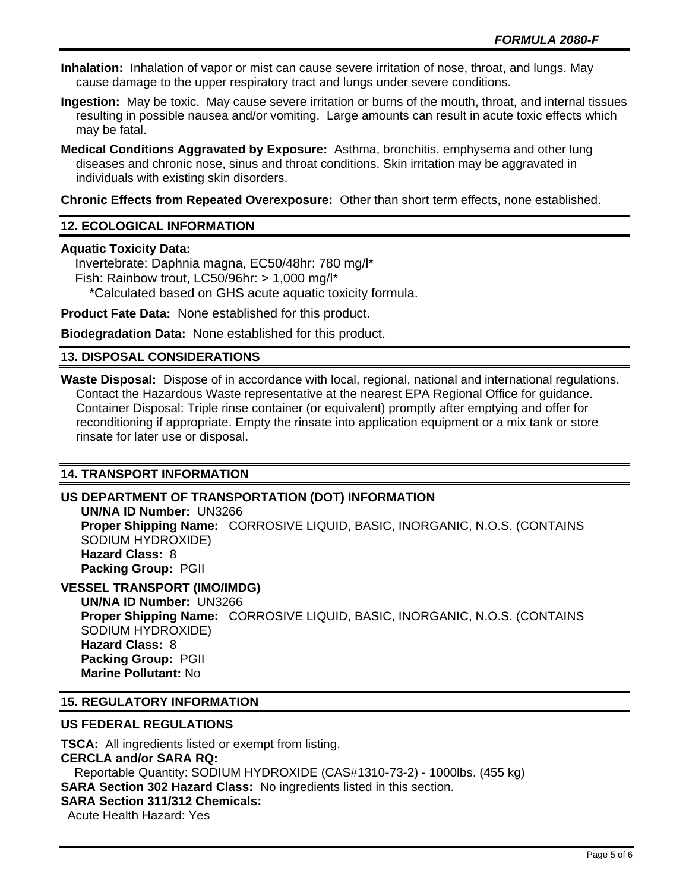**Inhalation:** Inhalation of vapor or mist can cause severe irritation of nose, throat, and lungs. May cause damage to the upper respiratory tract and lungs under severe conditions.

**Ingestion:** May be toxic. May cause severe irritation or burns of the mouth, throat, and internal tissues resulting in possible nausea and/or vomiting. Large amounts can result in acute toxic effects which may be fatal.

**Medical Conditions Aggravated by Exposure:** Asthma, bronchitis, emphysema and other lung diseases and chronic nose, sinus and throat conditions. Skin irritation may be aggravated in individuals with existing skin disorders.

**Chronic Effects from Repeated Overexposure:** Other than short term effects, none established.

## 12. ECOLOGICAL INFORMATION

**Aquatic Toxicity Data:**
Invertebrate: Daphnia magna, EC50/48hr: 780 mg/l*
Fish: Rainbow trout, LC50/96hr: > 1,000 mg/l*
*Calculated based on GHS acute aquatic toxicity formula.

**Product Fate Data:** None established for this product.

**Biodegradation Data:** None established for this product.

## 13. DISPOSAL CONSIDERATIONS

**Waste Disposal:** Dispose of in accordance with local, regional, national and international regulations. Contact the Hazardous Waste representative at the nearest EPA Regional Office for guidance. Container Disposal: Triple rinse container (or equivalent) promptly after emptying and offer for reconditioning if appropriate. Empty the rinsate into application equipment or a mix tank or store rinsate for later use or disposal.

## 14. TRANSPORT INFORMATION

**US DEPARTMENT OF TRANSPORTATION (DOT) INFORMATION**
**UN/NA ID Number:** UN3266
**Proper Shipping Name:** CORROSIVE LIQUID, BASIC, INORGANIC, N.O.S. (CONTAINS SODIUM HYDROXIDE)
**Hazard Class:** 8
**Packing Group:** PGII

**VESSEL TRANSPORT (IMO/IMDG)**
**UN/NA ID Number:** UN3266
**Proper Shipping Name:** CORROSIVE LIQUID, BASIC, INORGANIC, N.O.S. (CONTAINS SODIUM HYDROXIDE)
**Hazard Class:** 8
**Packing Group:** PGII
**Marine Pollutant:** No

## 15. REGULATORY INFORMATION

**US FEDERAL REGULATIONS**

**TSCA:** All ingredients listed or exempt from listing.
**CERCLA and/or SARA RQ:**
Reportable Quantity: SODIUM HYDROXIDE (CAS#1310-73-2) - 1000lbs. (455 kg)
**SARA Section 302 Hazard Class:** No ingredients listed in this section.
**SARA Section 311/312 Chemicals:**
Acute Health Hazard: Yes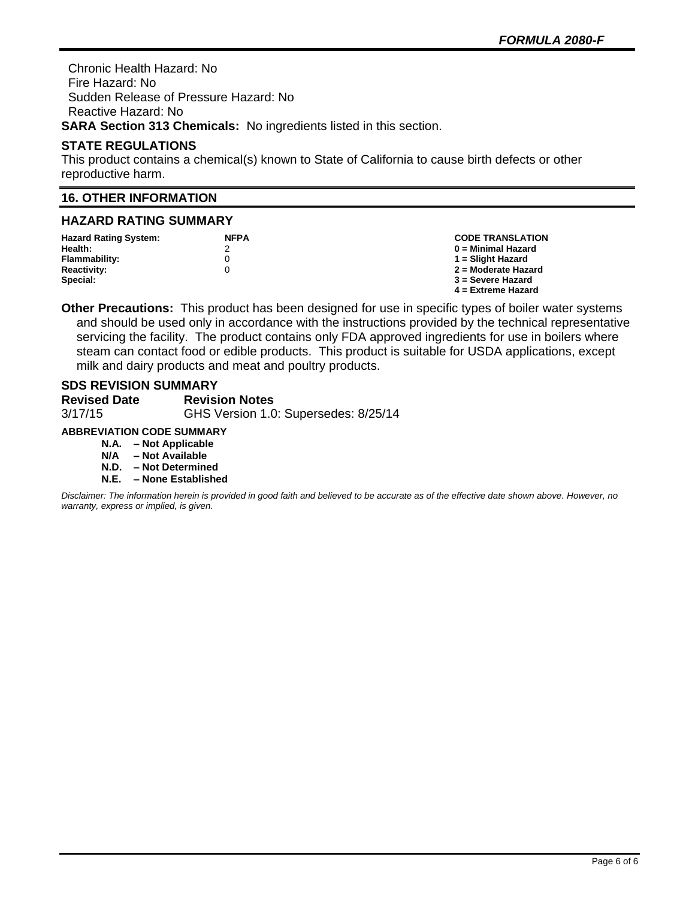Chronic Health Hazard: No
Fire Hazard: No
Sudden Release of Pressure Hazard: No
Reactive Hazard: No

**SARA Section 313 Chemicals:** No ingredients listed in this section.

### STATE REGULATIONS

This product contains a chemical(s) known to State of California to cause birth defects or other reproductive harm.

## 16. OTHER INFORMATION

### HAZARD RATING SUMMARY

| Hazard Rating System: | NFPA | CODE TRANSLATION |
|---|---|---|
| Health: | 2 | 0 = Minimal Hazard |
| Flammability: | 0 | 1 = Slight Hazard |
| Reactivity: | 0 | 2 = Moderate Hazard |
| Special: | | 3 = Severe Hazard |
| | | 4 = Extreme Hazard |

**Other Precautions:** This product has been designed for use in specific types of boiler water systems and should be used only in accordance with the instructions provided by the technical representative servicing the facility. The product contains only FDA approved ingredients for use in boilers where steam can contact food or edible products. This product is suitable for USDA applications, except milk and dairy products and meat and poultry products.

### SDS REVISION SUMMARY

| Revised Date | Revision Notes |
|---|---|
| 3/17/15 | GHS Version 1.0: Supersedes: 8/25/14 |

**ABBREVIATION CODE SUMMARY**

- **N.A. – Not Applicable**
- **N/A – Not Available**
- **N.D. – Not Determined**
- **N.E. – None Established**

*Disclaimer: The information herein is provided in good faith and believed to be accurate as of the effective date shown above. However, no warranty, express or implied, is given.*